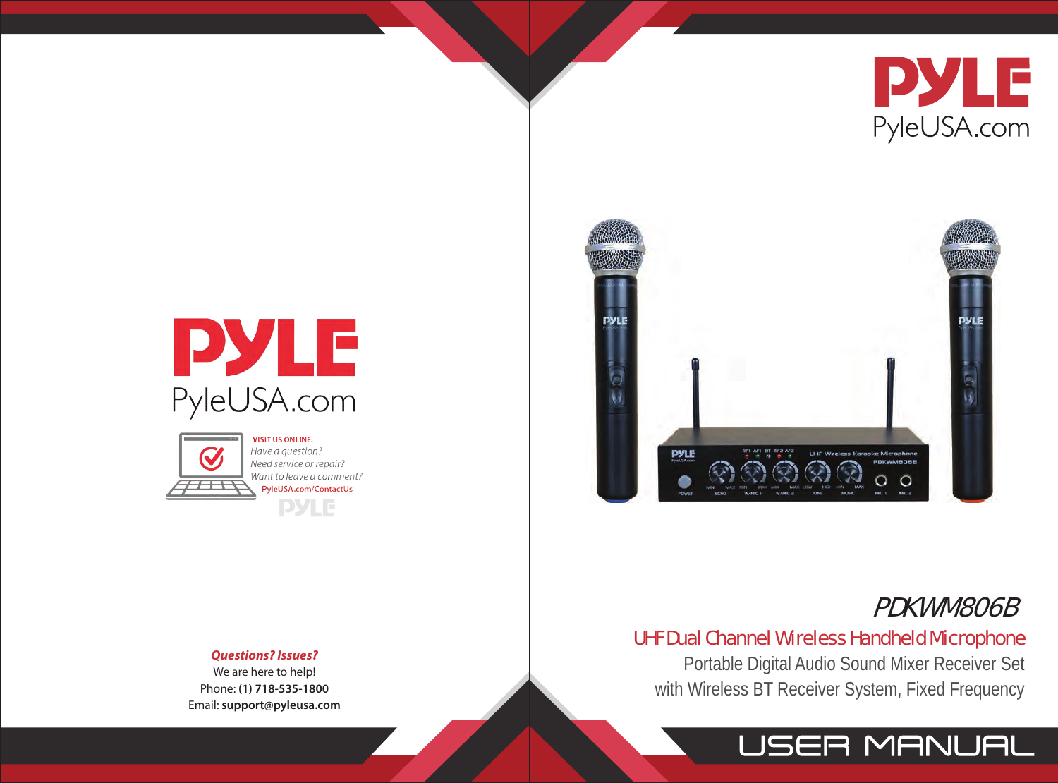PYLE
PyleUSA.com

VISIT US ONLINE:
*Have a question?*
*Need service or repair?*
*Want to leave a comment?*
PyleUSA.com/ContactUs

***Questions? Issues?***
We are here to help!
Phone: **(1) 718-535-1800**
Email: **support@pyleusa.com**

PYLE
PyleUSA.com

# PDKWM806B

## UHF Dual Channel Wireless Handheld Microphone

Portable Digital Audio Sound Mixer Receiver Set
with Wireless BT Receiver System, Fixed Frequency

# USER MANUAL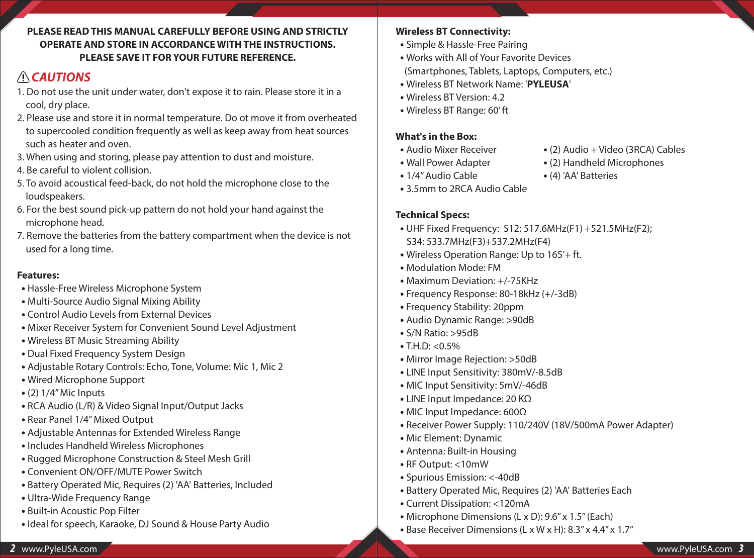**PLEASE READ THIS MANUAL CAREFULLY BEFORE USING AND STRICTLY OPERATE AND STORE IN ACCORDANCE WITH THE INSTRUCTIONS. PLEASE SAVE IT FOR YOUR FUTURE REFERENCE.**

## ⚠ *CAUTIONS*

1. Do not use the unit under water, don't expose it to rain. Please store it in a cool, dry place.
2. Please use and store it in normal temperature. Do ot move it from overheated to supercooled condition frequently as well as keep away from heat sources such as heater and oven.
3. When using and storing, please pay attention to dust and moisture.
4. Be careful to violent collision.
5. To avoid acoustical feed-back, do not hold the microphone close to the loudspeakers.
6. For the best sound pick-up pattern do not hold your hand against the microphone head.
7. Remove the batteries from the battery compartment when the device is not used for a long time.

### Features:

- Hassle-Free Wireless Microphone System
- Multi-Source Audio Signal Mixing Ability
- Control Audio Levels from External Devices
- Mixer Receiver System for Convenient Sound Level Adjustment
- Wireless BT Music Streaming Ability
- Dual Fixed Frequency System Design
- Adjustable Rotary Controls: Echo, Tone, Volume: Mic 1, Mic 2
- Wired Microphone Support
- (2) 1/4" Mic Inputs
- RCA Audio (L/R) & Video Signal Input/Output Jacks
- Rear Panel 1/4" Mixed Output
- Adjustable Antennas for Extended Wireless Range
- Includes Handheld Wireless Microphones
- Rugged Microphone Construction & Steel Mesh Grill
- Convenient ON/OFF/MUTE Power Switch
- Battery Operated Mic, Requires (2) 'AA' Batteries, Included
- Ultra-Wide Frequency Range
- Built-in Acoustic Pop Filter
- Ideal for speech, Karaoke, DJ Sound & House Party Audio

### Wireless BT Connectivity:

- Simple & Hassle-Free Pairing
- Works with All of Your Favorite Devices (Smartphones, Tablets, Laptops, Computers, etc.)
- Wireless BT Network Name: '**PYLEUSA**'
- Wireless BT Version: 4.2
- Wireless BT Range: 60' ft

### What's in the Box:

- Audio Mixer Receiver
- Wall Power Adapter
- 1/4" Audio Cable
- 3.5mm to 2RCA Audio Cable
- (2) Audio + Video (3RCA) Cables
- (2) Handheld Microphones
- (4) 'AA' Batteries

### Technical Specs:

- UHF Fixed Frequency: S12: 517.6MHz(F1) +521.5MHz(F2); S34: 533.7MHz(F3)+537.2MHz(F4)
- Wireless Operation Range: Up to 165'+ ft.
- Modulation Mode: FM
- Maximum Deviation: +/-75KHz
- Frequency Response: 80-18kHz (+/-3dB)
- Frequency Stability: 20ppm
- Audio Dynamic Range: >90dB
- S/N Ratio: >95dB
- T.H.D: <0.5%
- Mirror Image Rejection: >50dB
- LINE Input Sensitivity: 380mV/-8.5dB
- MIC Input Sensitivity: 5mV/-46dB
- LINE Input Impedance: 20 KΩ
- MIC Input Impedance: 600Ω
- Receiver Power Supply: 110/240V (18V/500mA Power Adapter)
- Mic Element: Dynamic
- Antenna: Built-in Housing
- RF Output: <10mW
- Spurious Emission: <-40dB
- Battery Operated Mic, Requires (2) 'AA' Batteries Each
- Current Dissipation: <120mA
- Microphone Dimensions (L x D): 9.6" x 1.5" (Each)
- Base Receiver Dimensions (L x W x H): 8.3" x 4.4" x 1.7"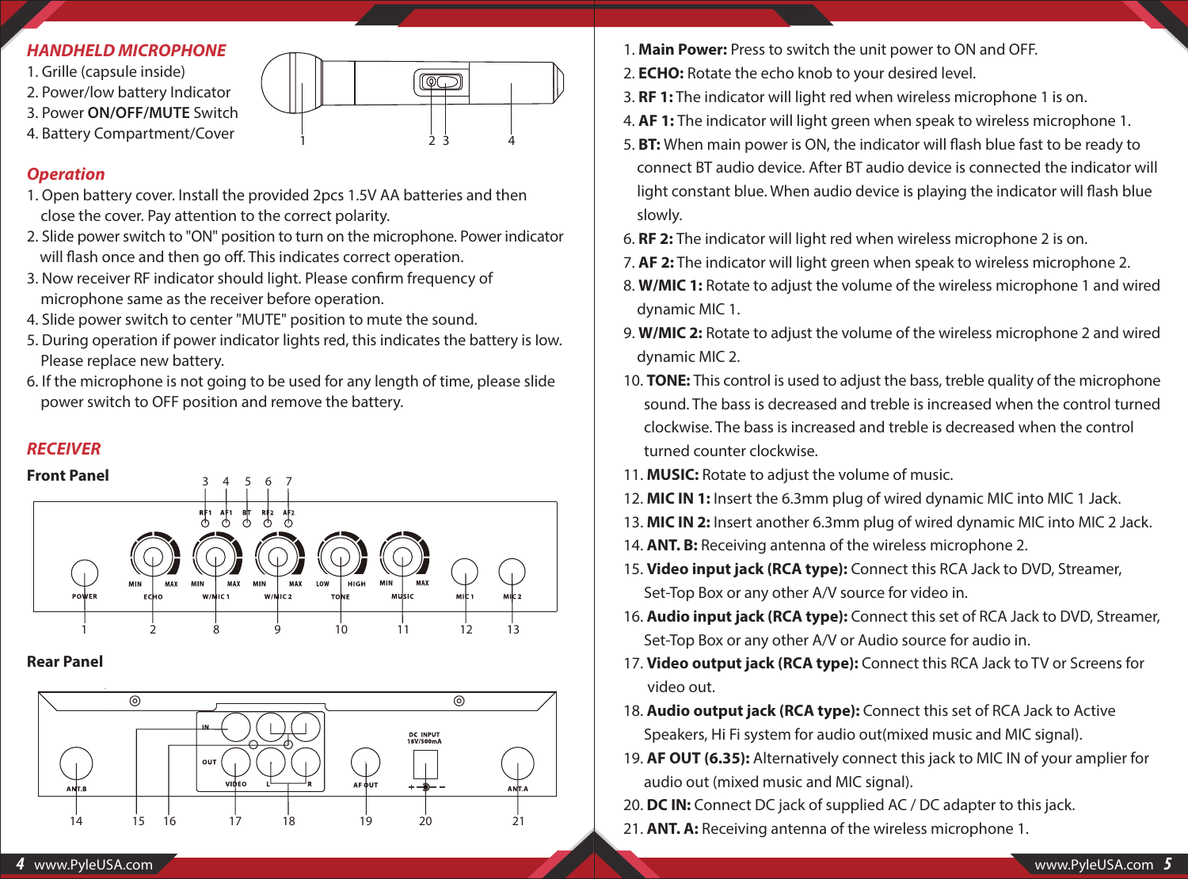## *HANDHELD MICROPHONE*

1. Grille (capsule inside)
2. Power/low battery Indicator
3. Power **ON/OFF/MUTE** Switch
4. Battery Compartment/Cover

## *Operation*

1. Open battery cover. Install the provided 2pcs 1.5V AA batteries and then close the cover. Pay attention to the correct polarity.
2. Slide power switch to "ON" position to turn on the microphone. Power indicator will flash once and then go off. This indicates correct operation.
3. Now receiver RF indicator should light. Please confirm frequency of microphone same as the receiver before operation.
4. Slide power switch to center "MUTE" position to mute the sound.
5. During operation if power indicator lights red, this indicates the battery is low. Please replace new battery.
6. If the microphone is not going to be used for any length of time, please slide power switch to OFF position and remove the battery.

## *RECEIVER*

### Front Panel

### Rear Panel

1. **Main Power:** Press to switch the unit power to ON and OFF.
2. **ECHO:** Rotate the echo knob to your desired level.
3. **RF 1:** The indicator will light red when wireless microphone 1 is on.
4. **AF 1:** The indicator will light green when speak to wireless microphone 1.
5. **BT:** When main power is ON, the indicator will flash blue fast to be ready to connect BT audio device. After BT audio device is connected the indicator will light constant blue. When audio device is playing the indicator will flash blue slowly.
6. **RF 2:** The indicator will light red when wireless microphone 2 is on.
7. **AF 2:** The indicator will light green when speak to wireless microphone 2.
8. **W/MIC 1:** Rotate to adjust the volume of the wireless microphone 1 and wired dynamic MIC 1.
9. **W/MIC 2:** Rotate to adjust the volume of the wireless microphone 2 and wired dynamic MIC 2.
10. **TONE:** This control is used to adjust the bass, treble quality of the microphone sound. The bass is decreased and treble is increased when the control turned clockwise. The bass is increased and treble is decreased when the control turned counter clockwise.
11. **MUSIC:** Rotate to adjust the volume of music.
12. **MIC IN 1:** Insert the 6.3mm plug of wired dynamic MIC into MIC 1 Jack.
13. **MIC IN 2:** Insert another 6.3mm plug of wired dynamic MIC into MIC 2 Jack.
14. **ANT. B:** Receiving antenna of the wireless microphone 2.
15. **Video input jack (RCA type):** Connect this RCA Jack to DVD, Streamer, Set-Top Box or any other A/V source for video in.
16. **Audio input jack (RCA type):** Connect this set of RCA Jack to DVD, Streamer, Set-Top Box or any other A/V or Audio source for audio in.
17. **Video output jack (RCA type):** Connect this RCA Jack to TV or Screens for video out.
18. **Audio output jack (RCA type):** Connect this set of RCA Jack to Active Speakers, Hi Fi system for audio out(mixed music and MIC signal).
19. **AF OUT (6.35):** Alternatively connect this jack to MIC IN of your amplier for audio out (mixed music and MIC signal).
20. **DC IN:** Connect DC jack of supplied AC / DC adapter to this jack.
21. **ANT. A:** Receiving antenna of the wireless microphone 1.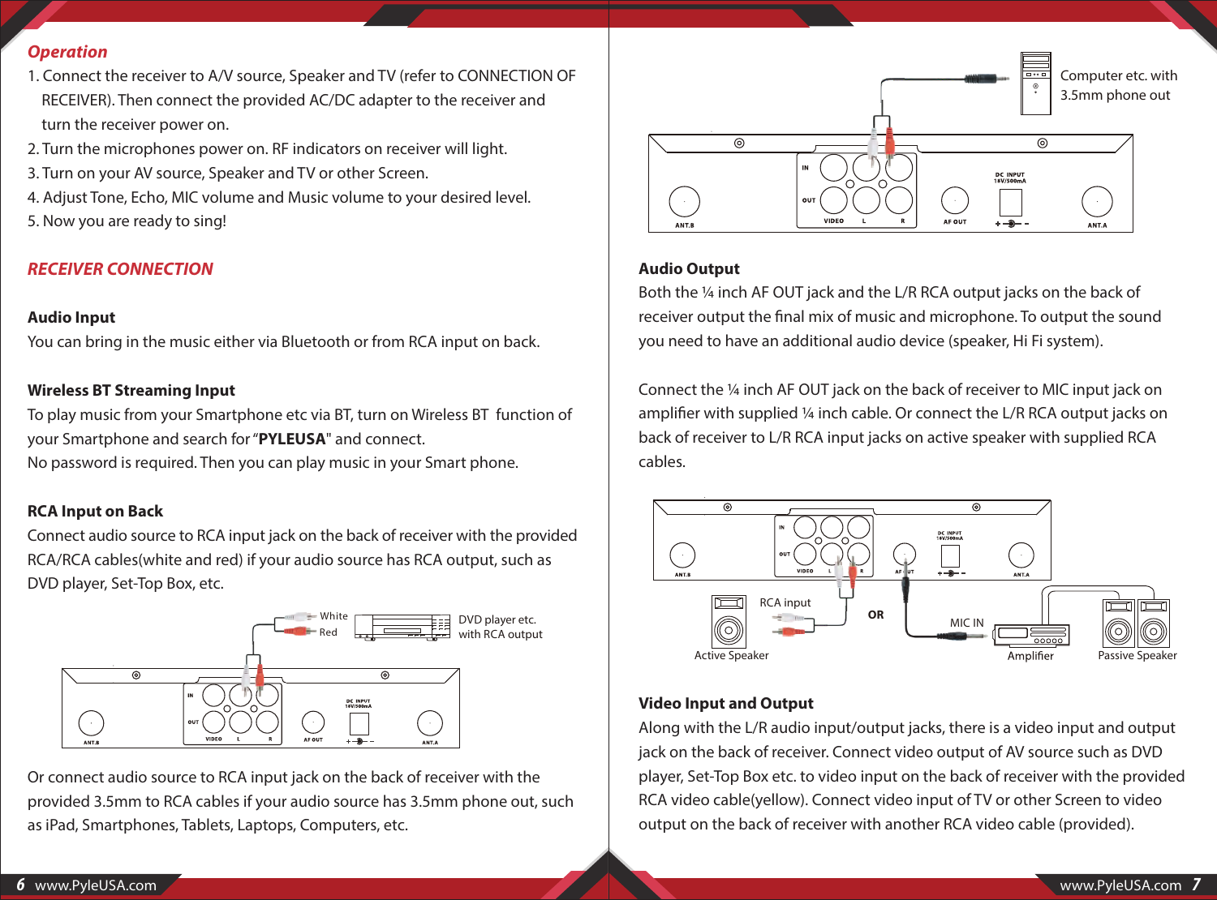## Operation

1. Connect the receiver to A/V source, Speaker and TV (refer to CONNECTION OF RECEIVER). Then connect the provided AC/DC adapter to the receiver and turn the receiver power on.
2. Turn the microphones power on. RF indicators on receiver will light.
3. Turn on your AV source, Speaker and TV or other Screen.
4. Adjust Tone, Echo, MIC volume and Music volume to your desired level.
5. Now you are ready to sing!

## RECEIVER CONNECTION

### Audio Input

You can bring in the music either via Bluetooth or from RCA input on back.

### Wireless BT Streaming Input

To play music from your Smartphone etc via BT, turn on Wireless BT function of your Smartphone and search for "**PYLEUSA**" and connect.
No password is required. Then you can play music in your Smart phone.

### RCA Input on Back

Connect audio source to RCA input jack on the back of receiver with the provided RCA/RCA cables(white and red) if your audio source has RCA output, such as DVD player, Set-Top Box, etc.

Or connect audio source to RCA input jack on the back of receiver with the provided 3.5mm to RCA cables if your audio source has 3.5mm phone out, such as iPad, Smartphones, Tablets, Laptops, Computers, etc.

### Audio Output

Both the ¼ inch AF OUT jack and the L/R RCA output jacks on the back of receiver output the final mix of music and microphone. To output the sound you need to have an additional audio device (speaker, Hi Fi system).

Connect the ¼ inch AF OUT jack on the back of receiver to MIC input jack on amplifier with supplied ¼ inch cable. Or connect the L/R RCA output jacks on back of receiver to L/R RCA input jacks on active speaker with supplied RCA cables.

### Video Input and Output

Along with the L/R audio input/output jacks, there is a video input and output jack on the back of receiver. Connect video output of AV source such as DVD player, Set-Top Box etc. to video input on the back of receiver with the provided RCA video cable(yellow). Connect video input of TV or other Screen to video output on the back of receiver with another RCA video cable (provided).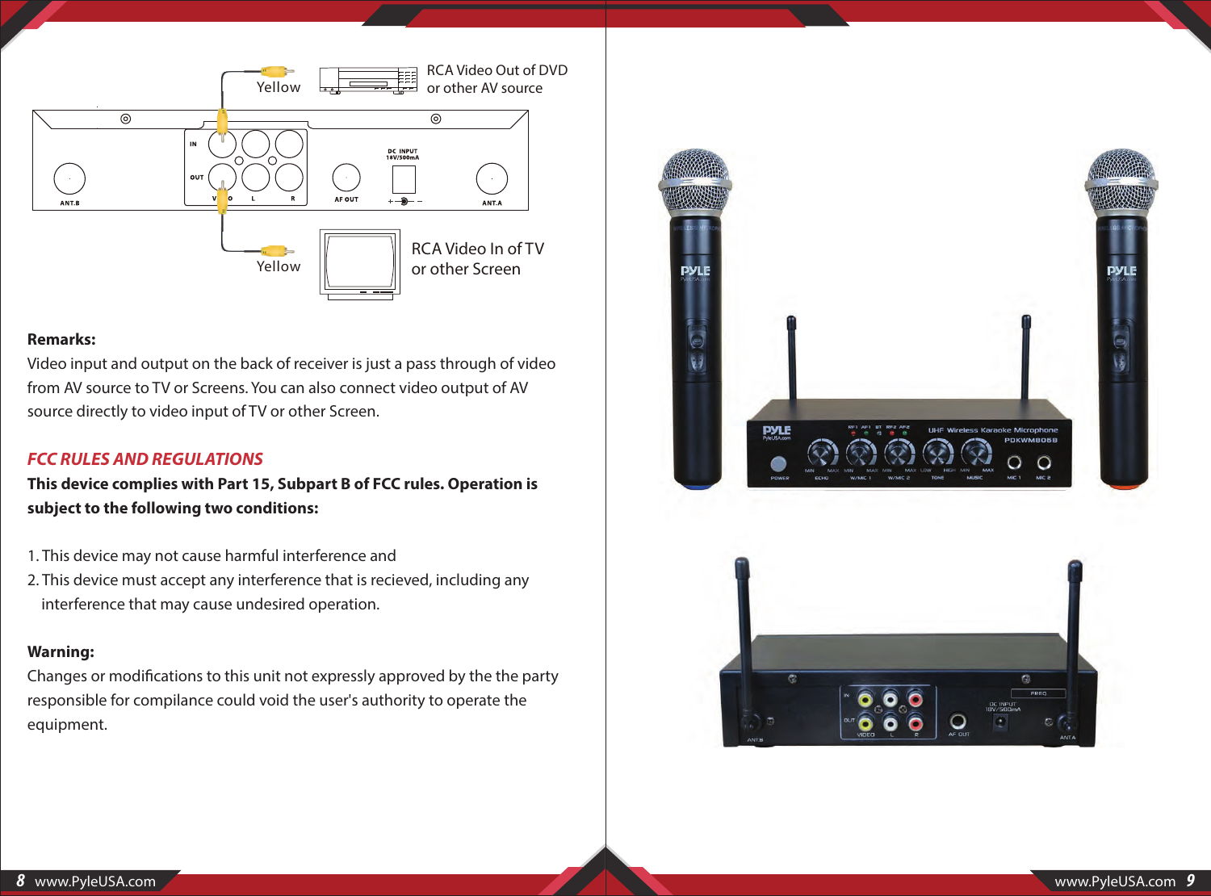Yellow

RCA Video Out of DVD or other AV source

Yellow

RCA Video In of TV or other Screen

**Remarks:**

Video input and output on the back of receiver is just a pass through of video from AV source to TV or Screens. You can also connect video output of AV source directly to video input of TV or other Screen.

## *FCC RULES AND REGULATIONS*

**This device complies with Part 15, Subpart B of FCC rules. Operation is subject to the following two conditions:**

1. This device may not cause harmful interference and
2. This device must accept any interference that is recieved, including any interference that may cause undesired operation.

**Warning:**

Changes or modifications to this unit not expressly approved by the the party responsible for compilance could void the user's authority to operate the equipment.